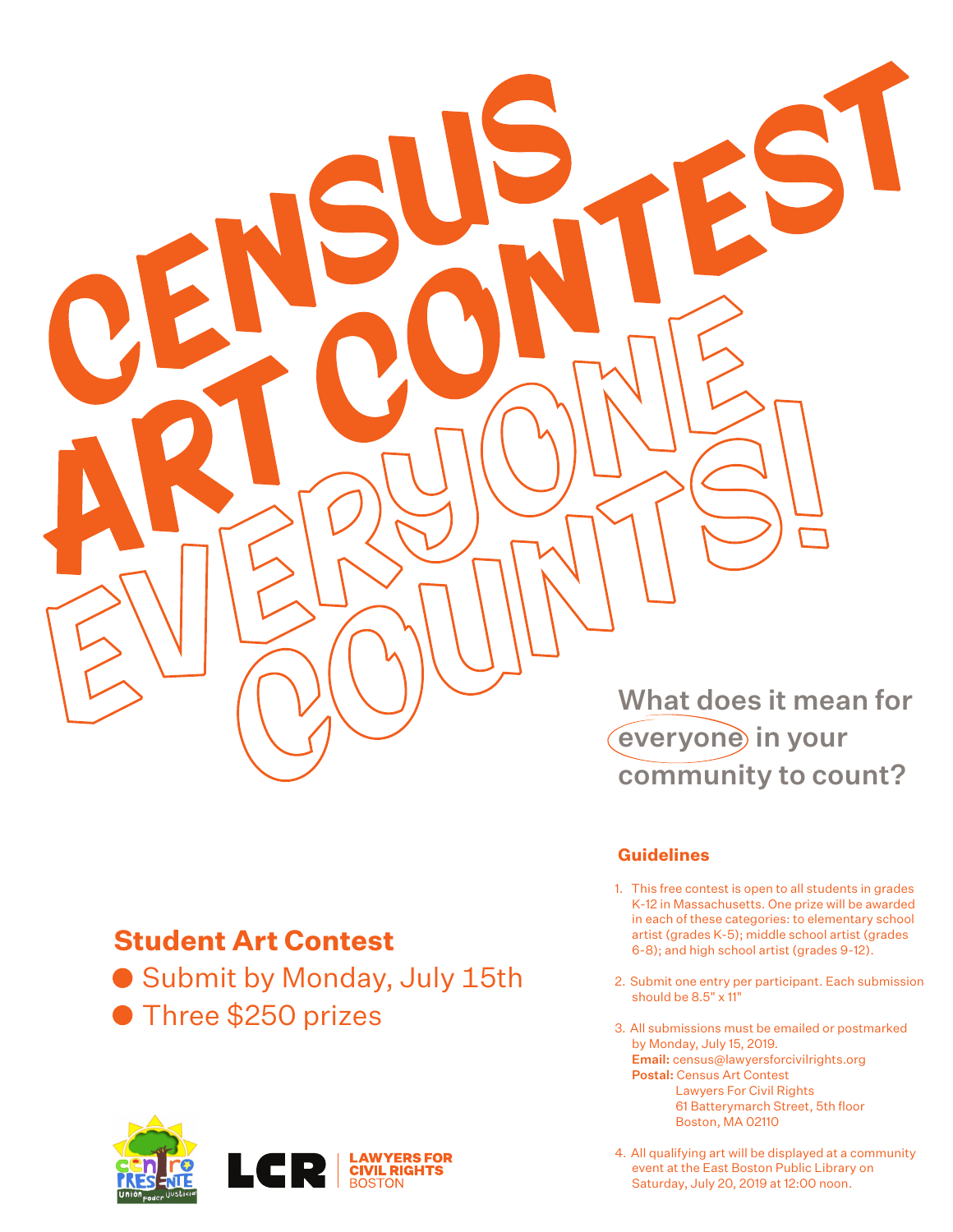# CENSUS ART CONTEST

## EVERYONE COUNTS!

**What does it mean for everyone in your community to count?**

## Student Art Contest

- Submit by Monday, July 15th
- Three $250 prizes

### Guidelines

1. This free contest is open to all students in grades K-12 in Massachusetts. One prize will be awarded in each of these categories: to elementary school artist (grades K-5); middle school artist (grades 6-8); and high school artist (grades 9-12).

2. Submit one entry per participant. Each submission should be 8.5" x 11"

3. All submissions must be emailed or postmarked by Monday, July 15, 2019.
   **Email:** census@lawyersforcivilrights.org
   **Postal:** Census Art Contest
   Lawyers For Civil Rights
   61 Batterymarch Street, 5th floor
   Boston, MA 02110

4. All qualifying art will be displayed at a community event at the East Boston Public Library on Saturday, July 20, 2019 at 12:00 noon.

Centro Presente — Unión, Poder, Justicia

LCR | LAWYERS FOR CIVIL RIGHTS BOSTON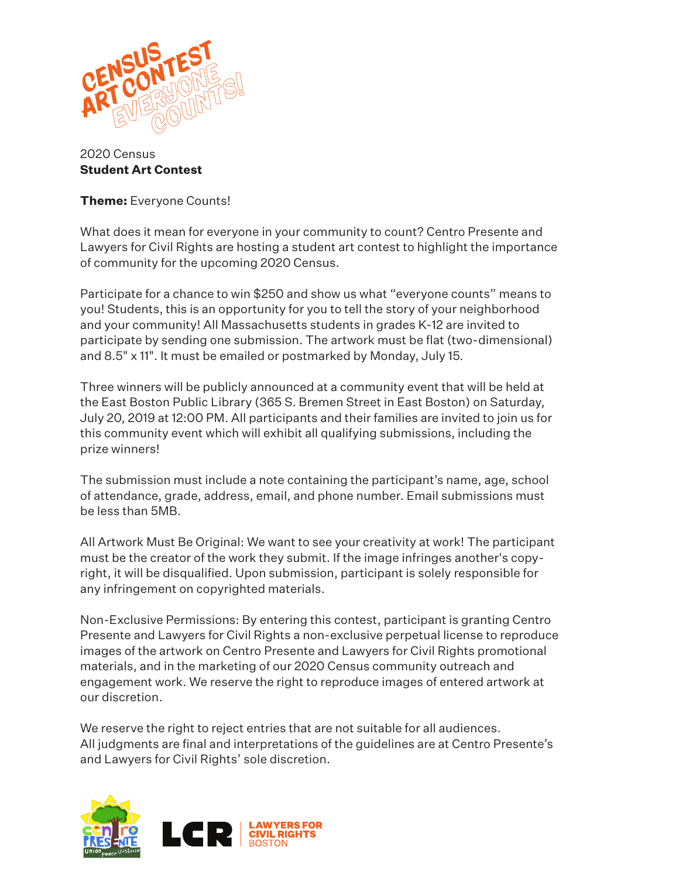CENSUS ART CONTEST EVERYONE COUNTS!

2020 Census
**Student Art Contest**

**Theme:** Everyone Counts!

What does it mean for everyone in your community to count? Centro Presente and Lawyers for Civil Rights are hosting a student art contest to highlight the importance of community for the upcoming 2020 Census.

Participate for a chance to win $250 and show us what "everyone counts" means to you! Students, this is an opportunity for you to tell the story of your neighborhood and your community! All Massachusetts students in grades K-12 are invited to participate by sending one submission. The artwork must be flat (two-dimensional) and 8.5" x 11". It must be emailed or postmarked by Monday, July 15.

Three winners will be publicly announced at a community event that will be held at the East Boston Public Library (365 S. Bremen Street in East Boston) on Saturday, July 20, 2019 at 12:00 PM. All participants and their families are invited to join us for this community event which will exhibit all qualifying submissions, including the prize winners!

The submission must include a note containing the participant's name, age, school of attendance, grade, address, email, and phone number. Email submissions must be less than 5MB.

All Artwork Must Be Original: We want to see your creativity at work! The participant must be the creator of the work they submit. If the image infringes another's copyright, it will be disqualified. Upon submission, participant is solely responsible for any infringement on copyrighted materials.

Non-Exclusive Permissions: By entering this contest, participant is granting Centro Presente and Lawyers for Civil Rights a non-exclusive perpetual license to reproduce images of the artwork on Centro Presente and Lawyers for Civil Rights promotional materials, and in the marketing of our 2020 Census community outreach and engagement work. We reserve the right to reproduce images of entered artwork at our discretion.

We reserve the right to reject entries that are not suitable for all audiences.
All judgments are final and interpretations of the guidelines are at Centro Presente's and Lawyers for Civil Rights' sole discretion.

Centro Presente — Unión Poder Justicia

LCR | LAWYERS FOR CIVIL RIGHTS BOSTON